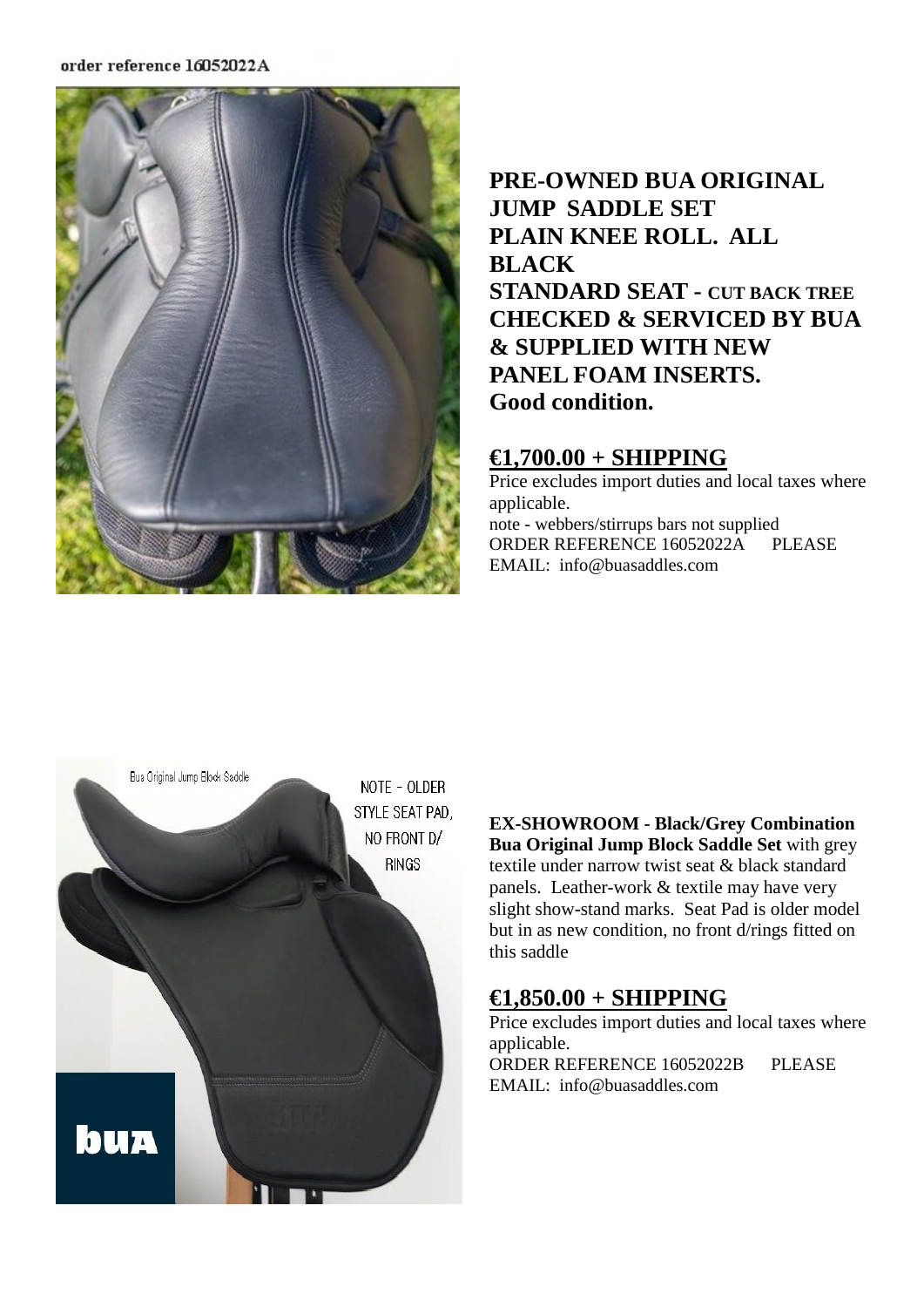order reference 16052022A

**PRE-OWNED BUA ORIGINAL JUMP SADDLE SET**
**PLAIN KNEE ROLL. ALL BLACK**
**STANDARD SEAT - CUT BACK TREE**
**CHECKED & SERVICED BY BUA & SUPPLIED WITH NEW PANEL FOAM INSERTS.**
**Good condition.**

## €1,700.00 + SHIPPING

Price excludes import duties and local taxes where applicable.
note - webbers/stirrups bars not supplied
ORDER REFERENCE 16052022A PLEASE EMAIL: info@buasaddles.com

Bua Original Jump Block Saddle

NOTE - OLDER STYLE SEAT PAD, NO FRONT D/ RINGS

**EX-SHOWROOM - Black/Grey Combination Bua Original Jump Block Saddle Set** with grey textile under narrow twist seat & black standard panels. Leather-work & textile may have very slight show-stand marks. Seat Pad is older model but in as new condition, no front d/rings fitted on this saddle

## €1,850.00 + SHIPPING

Price excludes import duties and local taxes where applicable.
ORDER REFERENCE 16052022B PLEASE EMAIL: info@buasaddles.com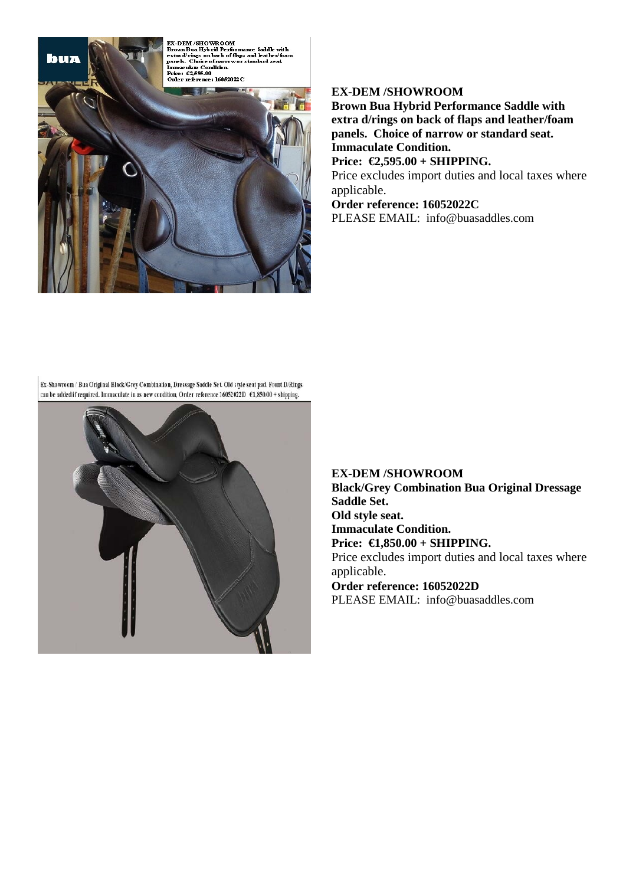**EX-DEM /SHOWROOM**
**Brown Bua Hybrid Performance Saddle with extra d/rings on back of flaps and leather/foam panels. Choice of narrow or standard seat.**
**Immaculate Condition.**
**Price: €2,595.00 + SHIPPING.**
Price excludes import duties and local taxes where applicable.
**Order reference: 16052022C**
PLEASE EMAIL: info@buasaddles.com

**EX-DEM /SHOWROOM**
**Black/Grey Combination Bua Original Dressage Saddle Set.**
**Old style seat.**
**Immaculate Condition.**
**Price: €1,850.00 + SHIPPING.**
Price excludes import duties and local taxes where applicable.
**Order reference: 16052022D**
PLEASE EMAIL: info@buasaddles.com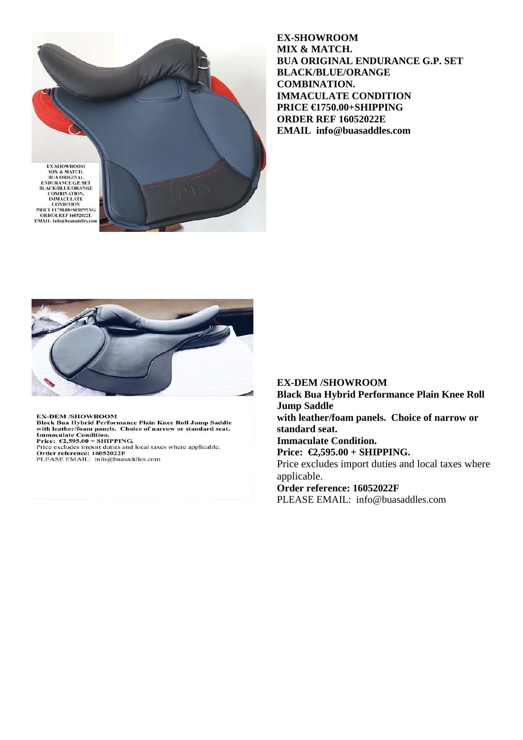**EX-SHOWROOM**
**MIX & MATCH.**
**BUA ORIGINAL ENDURANCE G.P. SET**
**BLACK/BLUE/ORANGE**
**COMBINATION.**
**IMMACULATE CONDITION**
**PRICE €1750.00+SHIPPING**
**ORDER REF 16052022E**
**EMAIL info@buasaddles.com**

**EX-DEM /SHOWROOM**
**Black Bua Hybrid Performance Plain Knee Roll Jump Saddle**
**with leather/foam panels. Choice of narrow or standard seat.**
**Immaculate Condition.**
**Price: €2,595.00 + SHIPPING.**
Price excludes import duties and local taxes where applicable.
**Order reference: 16052022F**
PLEASE EMAIL: info@buasaddles.com